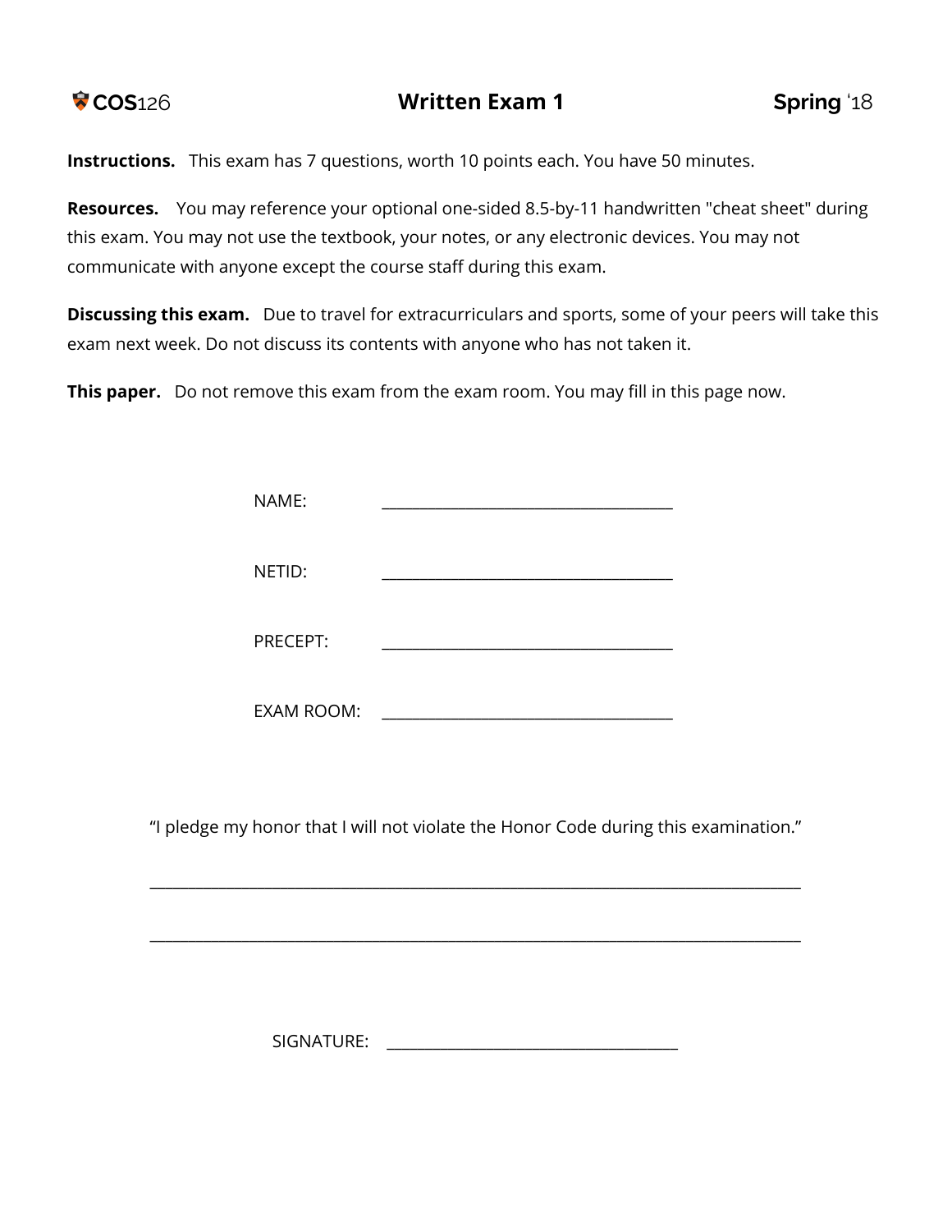COS126 **Written Exam 1** **Spring** '18

**Instructions.** This exam has 7 questions, worth 10 points each. You have 50 minutes.

**Resources.** You may reference your optional one-sided 8.5-by-11 handwritten "cheat sheet" during this exam. You may not use the textbook, your notes, or any electronic devices. You may not communicate with anyone except the course staff during this exam.

**Discussing this exam.** Due to travel for extracurriculars and sports, some of your peers will take this exam next week. Do not discuss its contents with anyone who has not taken it.

**This paper.** Do not remove this exam from the exam room. You may fill in this page now.

NAME: ______________________________

NETID: ______________________________

PRECEPT: ______________________________

EXAM ROOM: ______________________________

"I pledge my honor that I will not violate the Honor Code during this examination."

________________________________________________________________________

________________________________________________________________________

SIGNATURE: ______________________________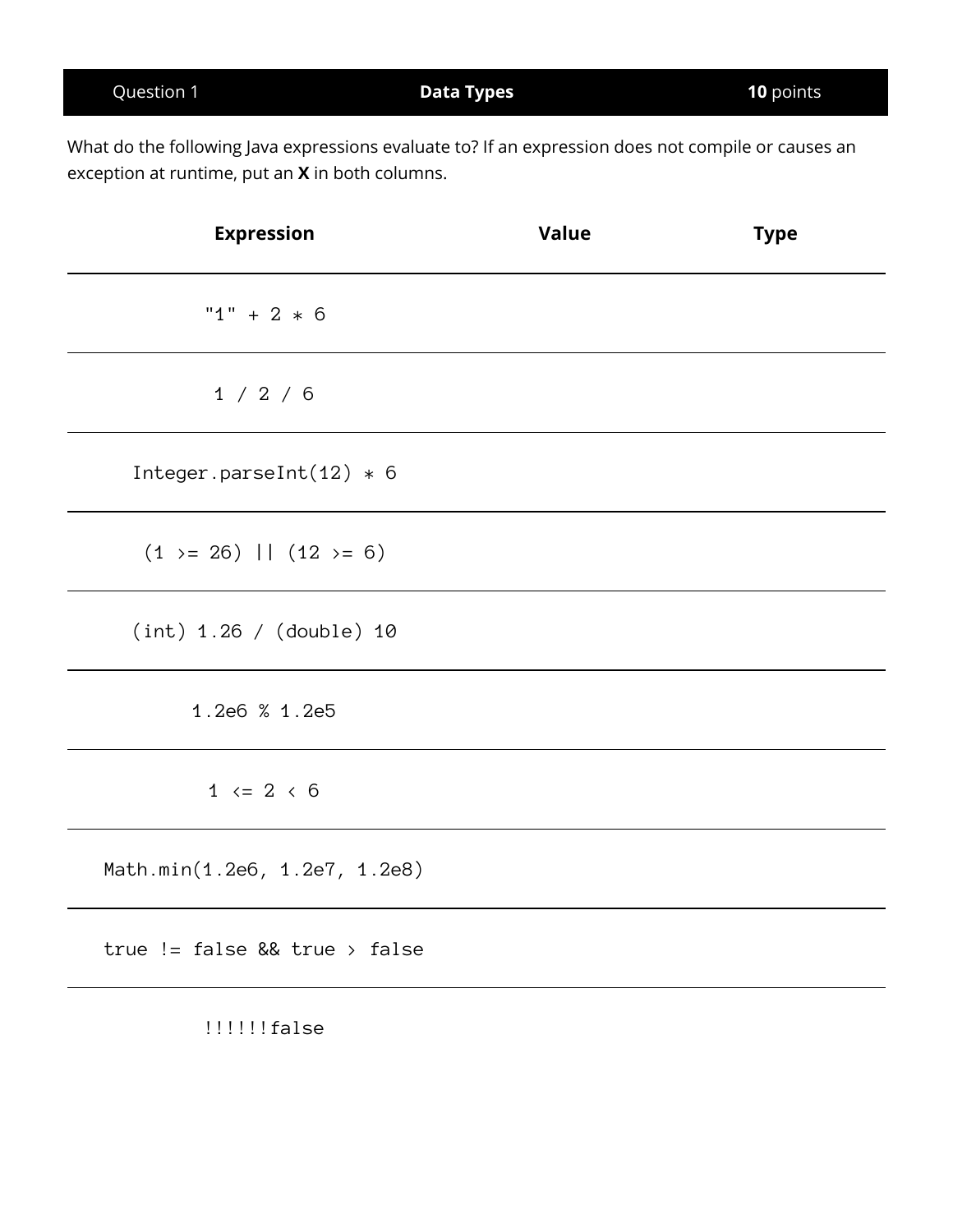| Question 1 | **Data Types** | **10** points |
| --- | --- | --- |

What do the following Java expressions evaluate to? If an expression does not compile or causes an exception at runtime, put an **X** in both columns.

| **Expression** | **Value** | **Type** |
| --- | --- | --- |
| `"1" + 2 * 6` | | |
| `1 / 2 / 6` | | |
| `Integer.parseInt(12) * 6` | | |
| `(1 >= 26) \|\| (12 >= 6)` | | |
| `(int) 1.26 / (double) 10` | | |
| `1.2e6 % 1.2e5` | | |
| `1 <= 2 < 6` | | |
| `Math.min(1.2e6, 1.2e7, 1.2e8)` | | |
| `true != false && true > false` | | |
| `!!!!!!false` | | |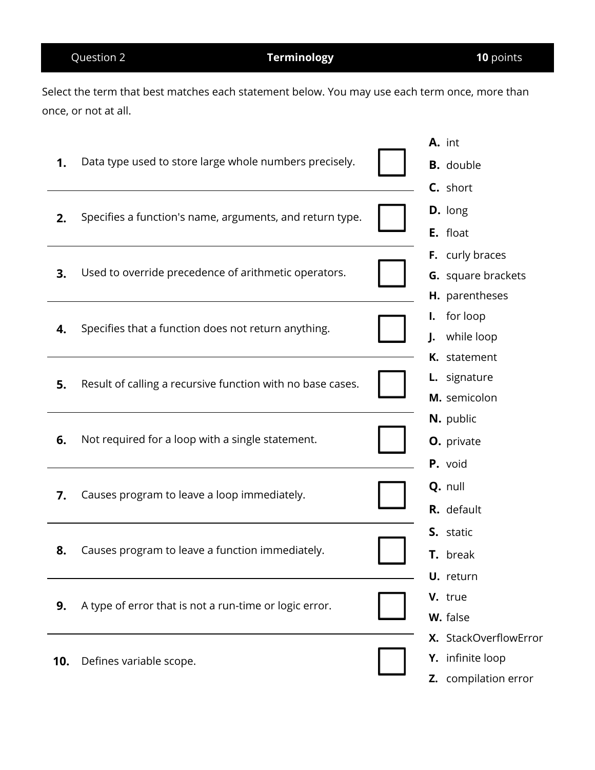| Question 2 | **Terminology** | **10** points |
|---|---|---|

Select the term that best matches each statement below. You may use each term once, more than once, or not at all.

| # | Statement | Answer |
|---|---|---|
| **1.** | Data type used to store large whole numbers precisely. | ☐ |
| **2.** | Specifies a function's name, arguments, and return type. | ☐ |
| **3.** | Used to override precedence of arithmetic operators. | ☐ |
| **4.** | Specifies that a function does not return anything. | ☐ |
| **5.** | Result of calling a recursive function with no base cases. | ☐ |
| **6.** | Not required for a loop with a single statement. | ☐ |
| **7.** | Causes program to leave a loop immediately. | ☐ |
| **8.** | Causes program to leave a function immediately. | ☐ |
| **9.** | A type of error that is not a run-time or logic error. | ☐ |
| **10.** | Defines variable scope. | ☐ |

- **A.** int
- **B.** double
- **C.** short
- **D.** long
- **E.** float
- **F.** curly braces
- **G.** square brackets
- **H.** parentheses
- **I.** for loop
- **J.** while loop
- **K.** statement
- **L.** signature
- **M.** semicolon
- **N.** public
- **O.** private
- **P.** void
- **Q.** null
- **R.** default
- **S.** static
- **T.** break
- **U.** return
- **V.** true
- **W.** false
- **X.** StackOverflowError
- **Y.** infinite loop
- **Z.** compilation error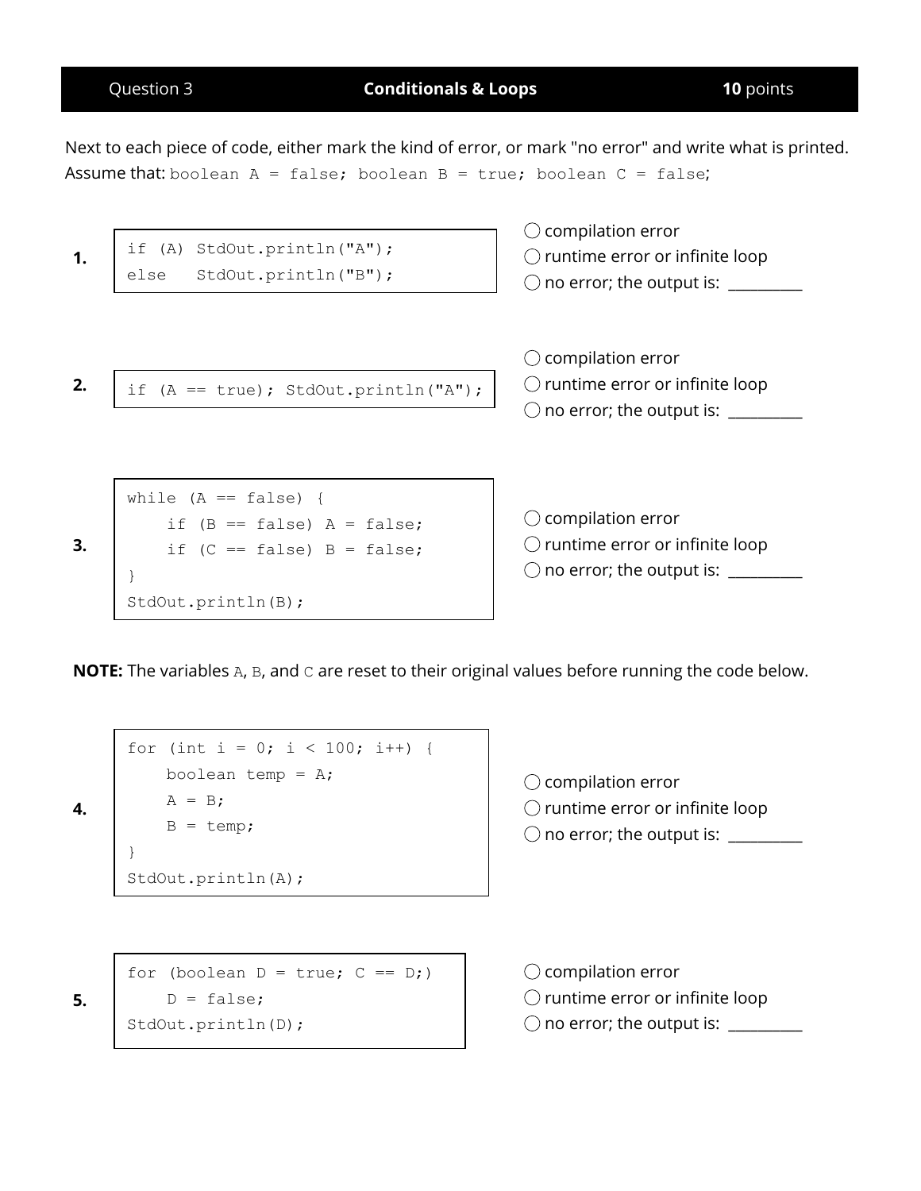## Question 3 — **Conditionals & Loops** — **10** points

Next to each piece of code, either mark the kind of error, or mark "no error" and write what is printed. Assume that: `boolean A = false; boolean B = true; boolean C = false;`

**1.**

```
if (A) StdOut.println("A");
else   StdOut.println("B");
```

◯ compilation error
◯ runtime error or infinite loop
◯ no error; the output is: __________

**2.**

```
if (A == true); StdOut.println("A");
```

◯ compilation error
◯ runtime error or infinite loop
◯ no error; the output is: __________

**3.**

```
while (A == false) {
    if (B == false) A = false;
    if (C == false) B = false;
}
StdOut.println(B);
```

◯ compilation error
◯ runtime error or infinite loop
◯ no error; the output is: __________

**NOTE:** The variables `A`, `B`, and `C` are reset to their original values before running the code below.

**4.**

```
for (int i = 0; i < 100; i++) {
    boolean temp = A;
    A = B;
    B = temp;
}
StdOut.println(A);
```

◯ compilation error
◯ runtime error or infinite loop
◯ no error; the output is: __________

**5.**

```
for (boolean D = true; C == D;)
    D = false;
StdOut.println(D);
```

◯ compilation error
◯ runtime error or infinite loop
◯ no error; the output is: __________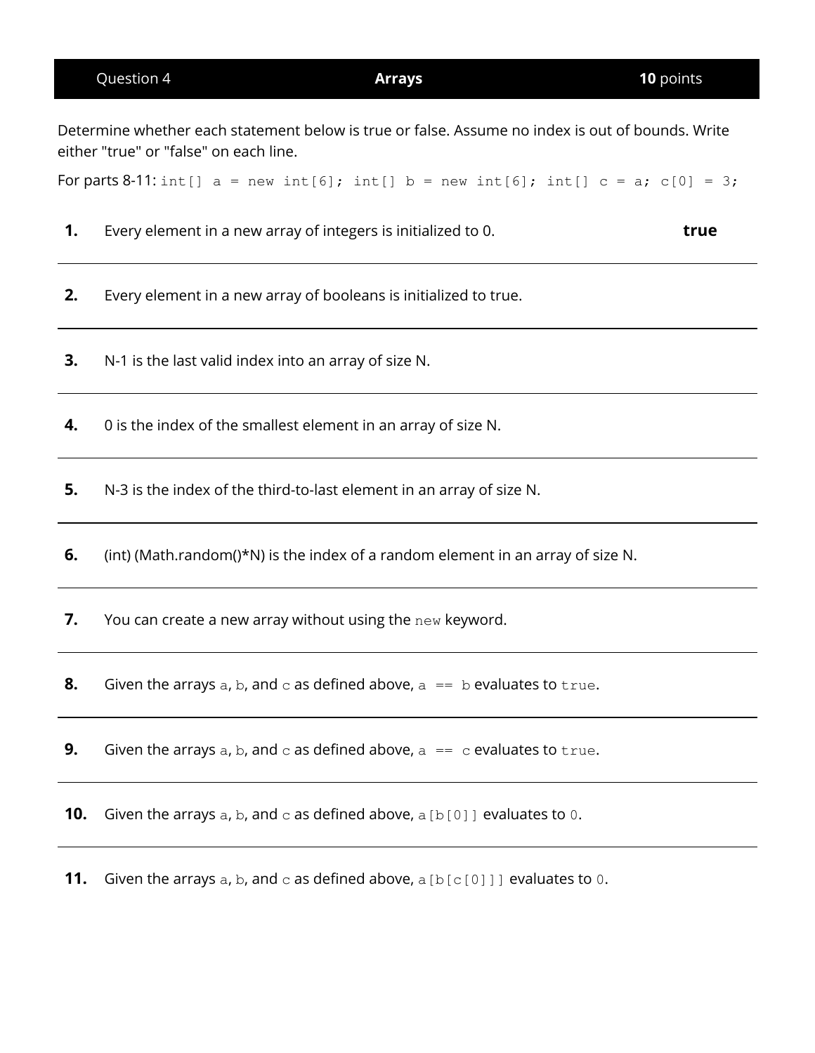| Question 4 | **Arrays** | **10** points |
| --- | --- | --- |

Determine whether each statement below is true or false. Assume no index is out of bounds. Write either "true" or "false" on each line.

For parts 8-11: `int[] a = new int[6]; int[] b = new int[6]; int[] c = a; c[0] = 3;`

**1.** Every element in a new array of integers is initialized to 0. **true**

---

**2.** Every element in a new array of booleans is initialized to true.

---

**3.** N-1 is the last valid index into an array of size N.

---

**4.** 0 is the index of the smallest element in an array of size N.

---

**5.** N-3 is the index of the third-to-last element in an array of size N.

---

**6.** (int) (Math.random()*N) is the index of a random element in an array of size N.

---

**7.** You can create a new array without using the `new` keyword.

---

**8.** Given the arrays `a`, `b`, and `c` as defined above, `a == b` evaluates to `true`.

---

**9.** Given the arrays `a`, `b`, and `c` as defined above, `a == c` evaluates to `true`.

---

**10.** Given the arrays `a`, `b`, and `c` as defined above, `a[b[0]]` evaluates to `0`.

---

**11.** Given the arrays `a`, `b`, and `c` as defined above, `a[b[c[0]]]` evaluates to `0`.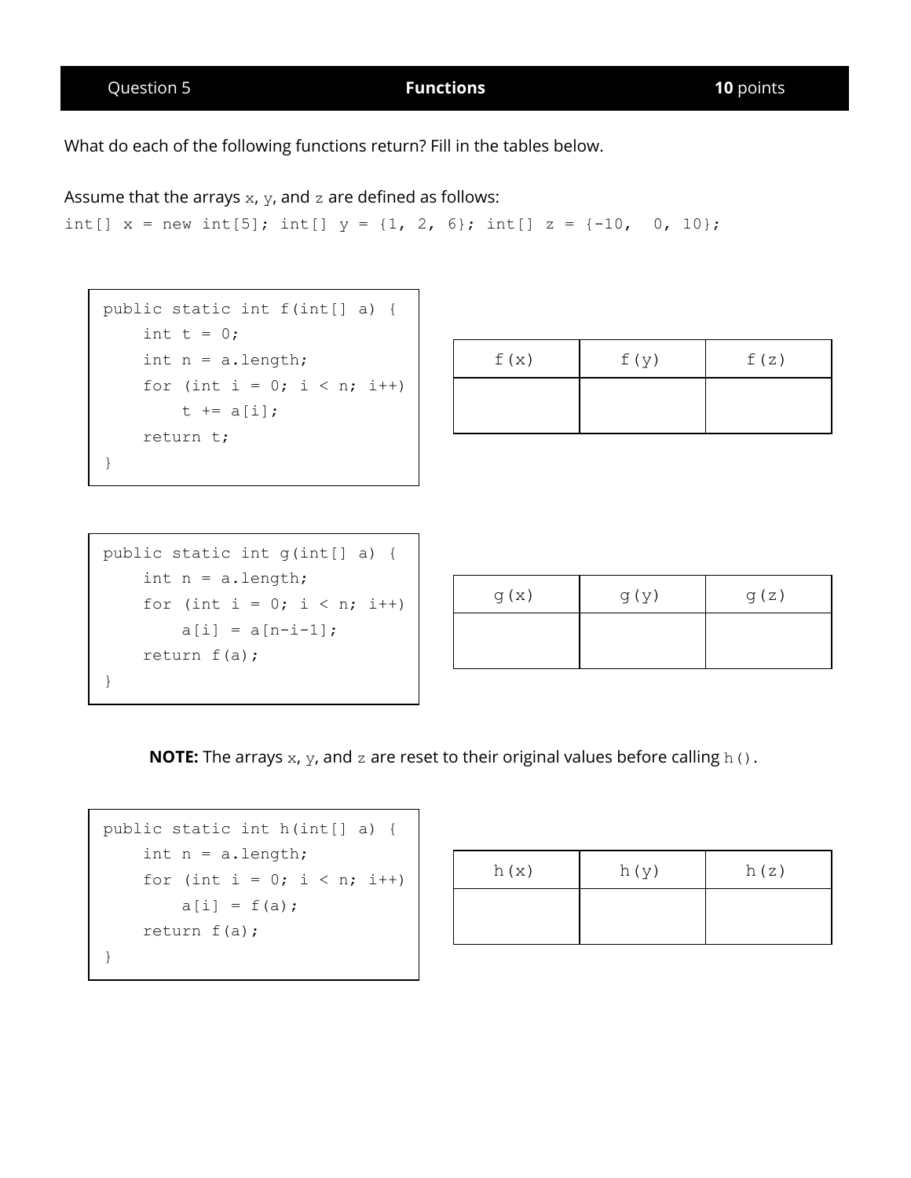| Question 5 | **Functions** | **10** points |
| --- | --- | --- |

What do each of the following functions return? Fill in the tables below.

Assume that the arrays `x`, `y`, and `z` are defined as follows:

```
int[] x = new int[5]; int[] y = {1, 2, 6}; int[] z = {-10,  0, 10};
```

```
public static int f(int[] a) {
    int t = 0;
    int n = a.length;
    for (int i = 0; i < n; i++)
        t += a[i];
    return t;
}
```

| f(x) | f(y) | f(z) |
| --- | --- | --- |
| | | |

```
public static int g(int[] a) {
    int n = a.length;
    for (int i = 0; i < n; i++)
        a[i] = a[n-i-1];
    return f(a);
}
```

| g(x) | g(y) | g(z) |
| --- | --- | --- |
| | | |

**NOTE:** The arrays `x`, `y`, and `z` are reset to their original values before calling `h()`.

```
public static int h(int[] a) {
    int n = a.length;
    for (int i = 0; i < n; i++)
        a[i] = f(a);
    return f(a);
}
```

| h(x) | h(y) | h(z) |
| --- | --- | --- |
| | | |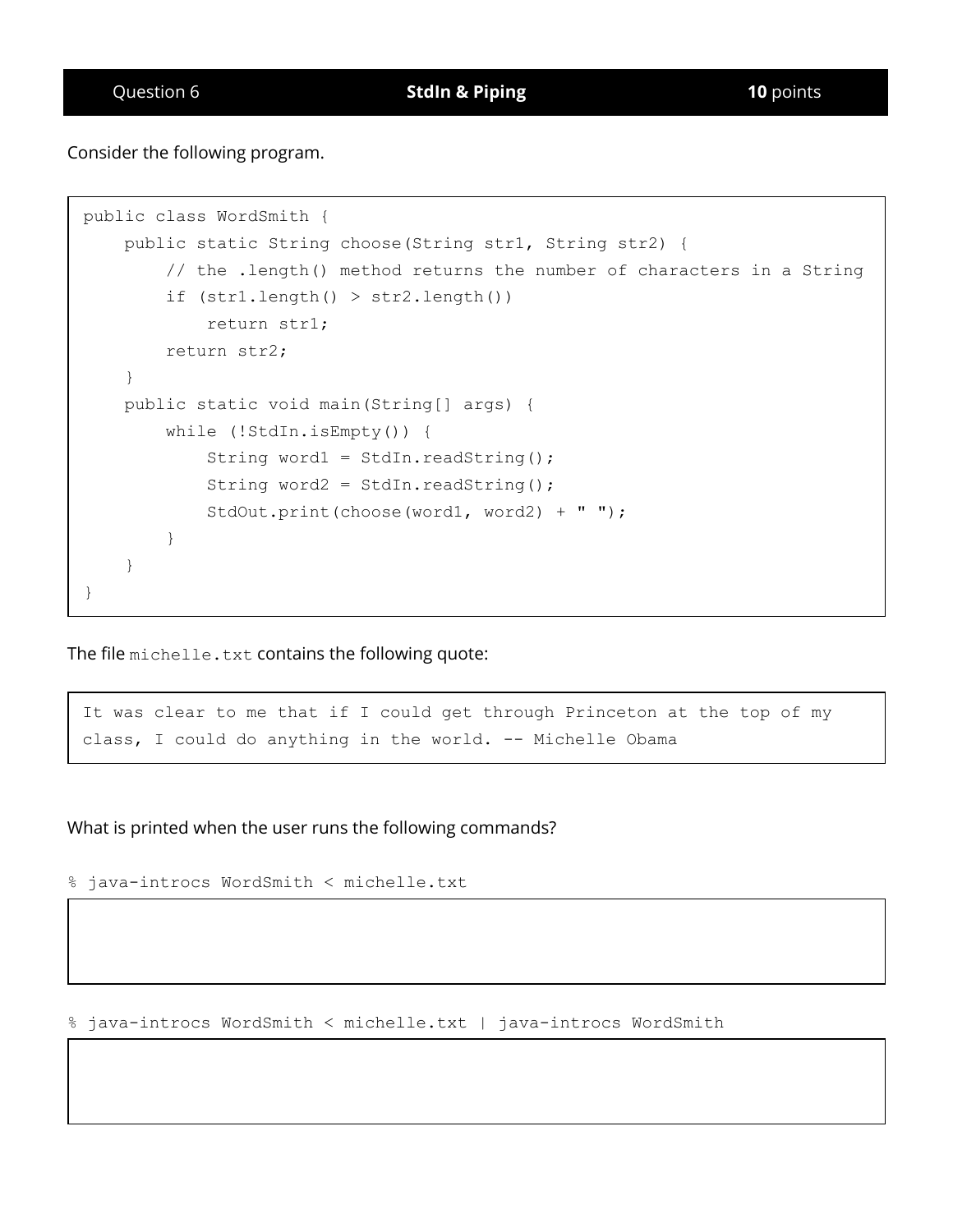| Question 6 | **StdIn & Piping** | **10** points |
|---|---|---|

Consider the following program.

```
public class WordSmith {
    public static String choose(String str1, String str2) {
        // the .length() method returns the number of characters in a String
        if (str1.length() > str2.length())
            return str1;
        return str2;
    }
    public static void main(String[] args) {
        while (!StdIn.isEmpty()) {
            String word1 = StdIn.readString();
            String word2 = StdIn.readString();
            StdOut.print(choose(word1, word2) + " ");
        }
    }
}
```

The file `michelle.txt` contains the following quote:

```
It was clear to me that if I could get through Princeton at the top of my
class, I could do anything in the world. -- Michelle Obama
```

What is printed when the user runs the following commands?

```
% java-introcs WordSmith < michelle.txt
```

```
% java-introcs WordSmith < michelle.txt | java-introcs WordSmith
```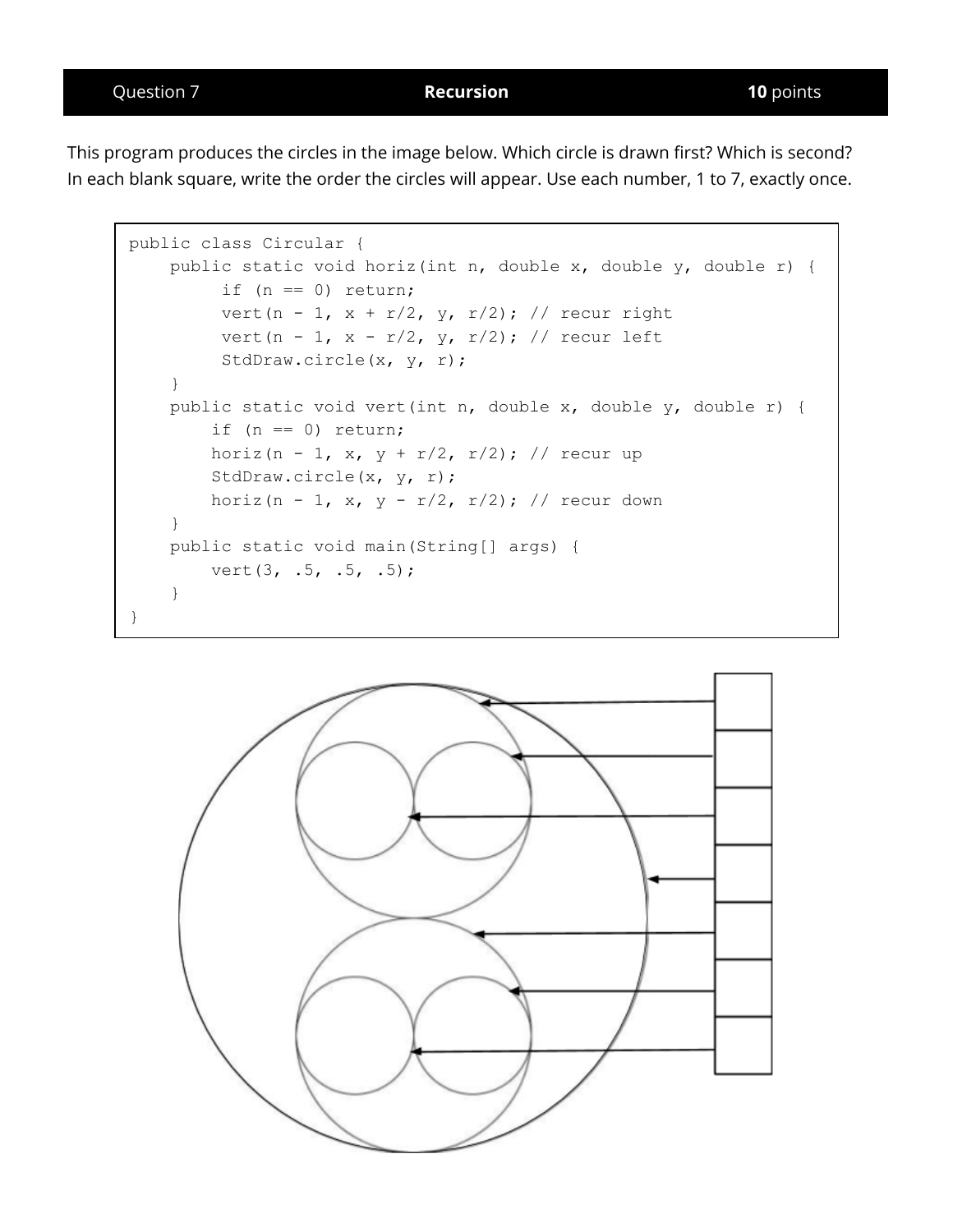| Question 7 | **Recursion** | **10** points |
| --- | --- | --- |

This program produces the circles in the image below. Which circle is drawn first? Which is second? In each blank square, write the order the circles will appear. Use each number, 1 to 7, exactly once.

```
public class Circular {
    public static void horiz(int n, double x, double y, double r) {
         if (n == 0) return;
         vert(n - 1, x + r/2, y, r/2); // recur right
         vert(n - 1, x - r/2, y, r/2); // recur left
         StdDraw.circle(x, y, r);
    }
    public static void vert(int n, double x, double y, double r) {
        if (n == 0) return;
        horiz(n - 1, x, y + r/2, r/2); // recur up
        StdDraw.circle(x, y, r);
        horiz(n - 1, x, y - r/2, r/2); // recur down
    }
    public static void main(String[] args) {
        vert(3, .5, .5, .5);
    }
}
```